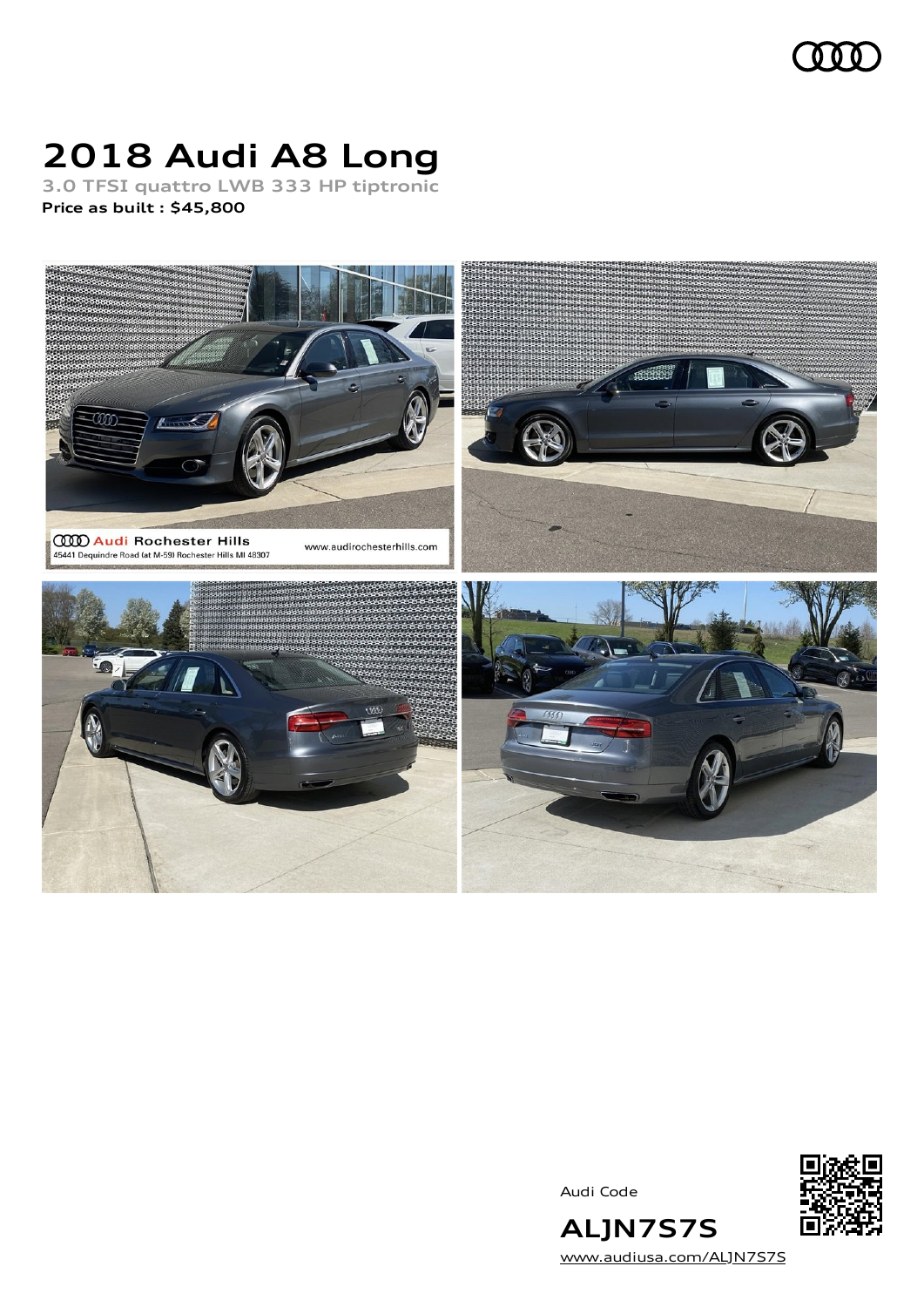# 2018 Audi A8 Long

**3.0 TFSI quattro LWB 333 HP tiptronic**

**Price as built : $45,800**

Audi Code

**ALJN7S7S**

www.audiusa.com/ALJN7S7S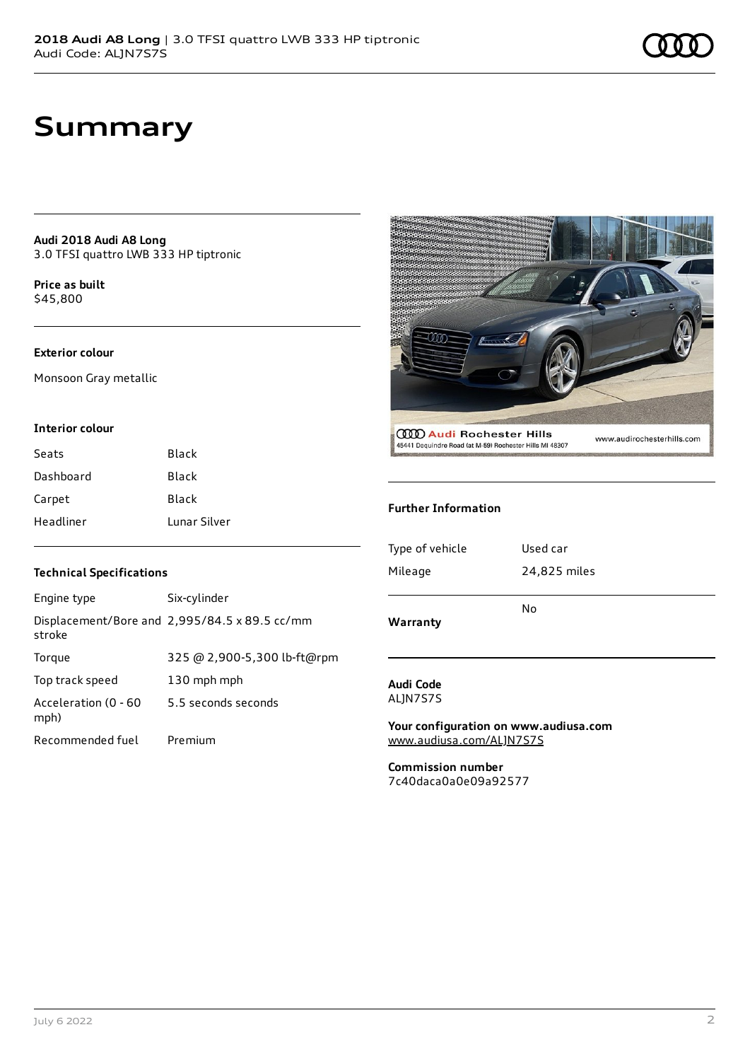# Summary

**Audi 2018 Audi A8 Long**
3.0 TFSI quattro LWB 333 HP tiptronic

**Price as built**
$45,800

### Exterior colour

Monsoon Gray metallic

### Interior colour

| | |
|---|---|
| Seats | Black |
| Dashboard | Black |
| Carpet | Black |
| Headliner | Lunar Silver |

### Technical Specifications

| | |
|---|---|
| Engine type | Six-cylinder |
| Displacement/Bore and stroke | 2,995/84.5 x 89.5 cc/mm |
| Torque | 325 @ 2,900-5,300 lb-ft@rpm |
| Top track speed | 130 mph mph |
| Acceleration (0 - 60 mph) | 5.5 seconds seconds |
| Recommended fuel | Premium |

### Further Information

| | |
|---|---|
| Type of vehicle | Used car |
| Mileage | 24,825 miles |

**Warranty** No

**Audi Code**
ALJN7S7S

**Your configuration on www.audiusa.com**
www.audiusa.com/ALJN7S7S

**Commission number**
7c40daca0a0e09a92577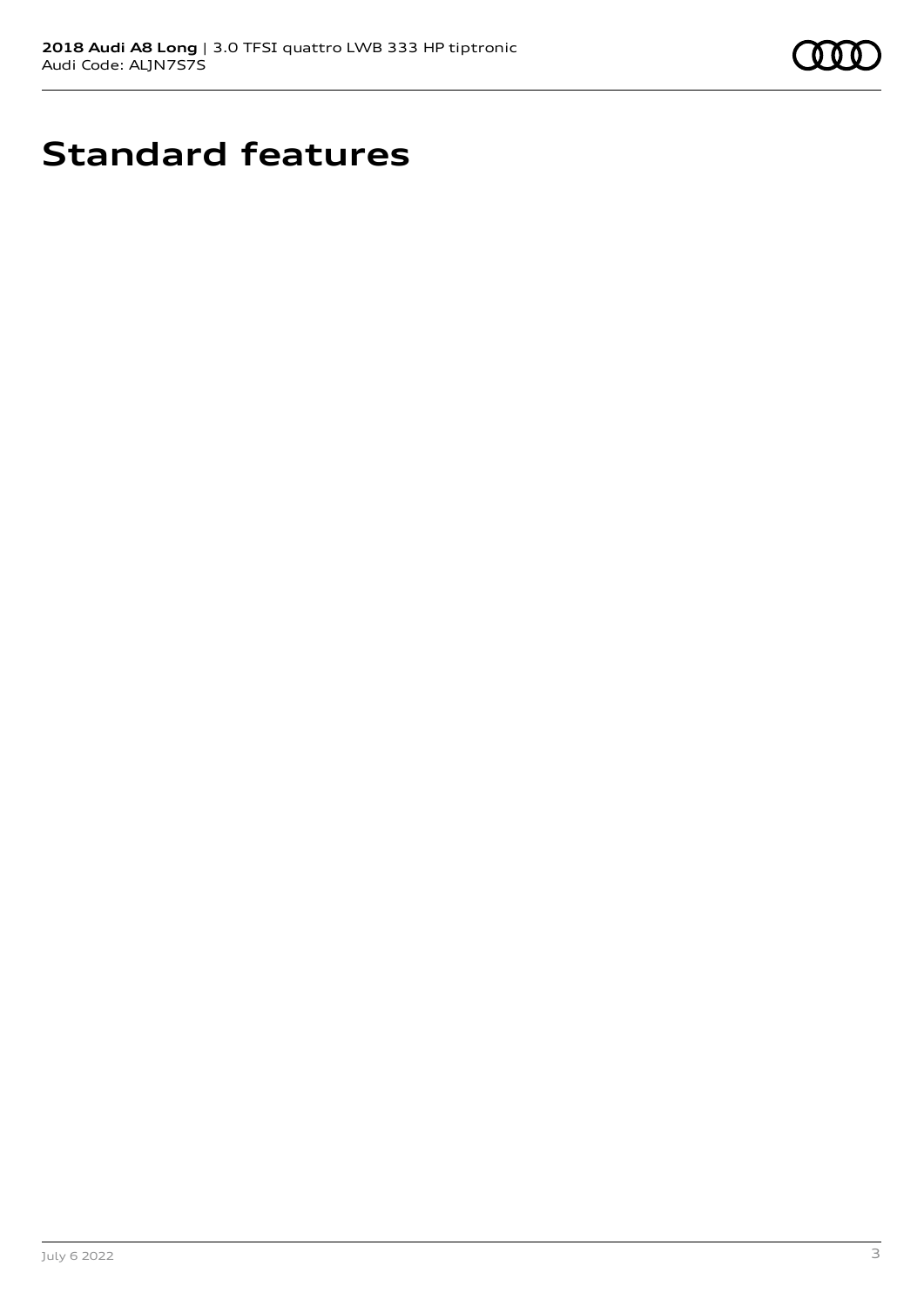# Standard features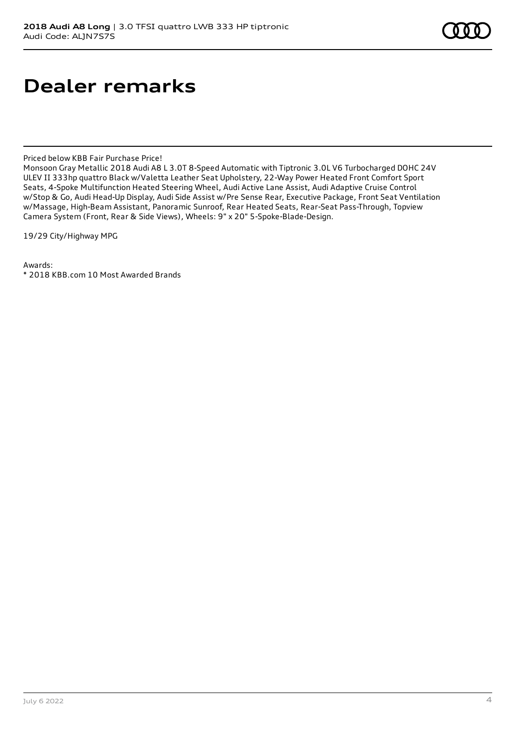# Dealer remarks

Priced below KBB Fair Purchase Price!

Monsoon Gray Metallic 2018 Audi A8 L 3.0T 8-Speed Automatic with Tiptronic 3.0L V6 Turbocharged DOHC 24V ULEV II 333hp quattro Black w/Valetta Leather Seat Upholstery, 22-Way Power Heated Front Comfort Sport Seats, 4-Spoke Multifunction Heated Steering Wheel, Audi Active Lane Assist, Audi Adaptive Cruise Control w/Stop & Go, Audi Head-Up Display, Audi Side Assist w/Pre Sense Rear, Executive Package, Front Seat Ventilation w/Massage, High-Beam Assistant, Panoramic Sunroof, Rear Heated Seats, Rear-Seat Pass-Through, Topview Camera System (Front, Rear & Side Views), Wheels: 9" x 20" 5-Spoke-Blade-Design.

19/29 City/Highway MPG

Awards:

* 2018 KBB.com 10 Most Awarded Brands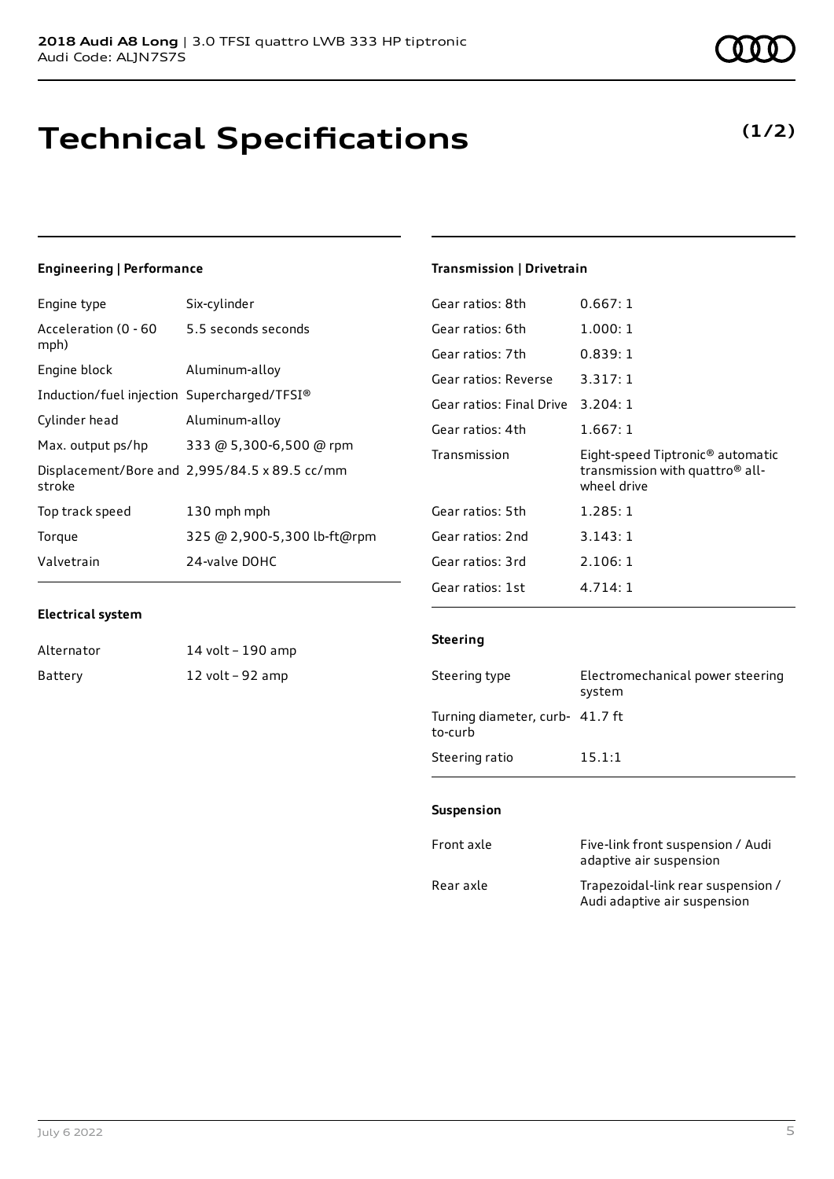# Technical Specifications

**(1/2)**

## Engineering | Performance

| | |
|---|---|
| Engine type | Six-cylinder |
| Acceleration (0 - 60 mph) | 5.5 seconds seconds |
| Engine block | Aluminum-alloy |
| Induction/fuel injection | Supercharged/TFSI® |
| Cylinder head | Aluminum-alloy |
| Max. output ps/hp | 333 @ 5,300-6,500 @ rpm |
| Displacement/Bore and stroke | 2,995/84.5 x 89.5 cc/mm |
| Top track speed | 130 mph mph |
| Torque | 325 @ 2,900-5,300 lb-ft@rpm |
| Valvetrain | 24-valve DOHC |

## Electrical system

| | |
|---|---|
| Alternator | 14 volt – 190 amp |
| Battery | 12 volt – 92 amp |

## Transmission | Drivetrain

| | |
|---|---|
| Gear ratios: 8th | 0.667: 1 |
| Gear ratios: 6th | 1.000: 1 |
| Gear ratios: 7th | 0.839: 1 |
| Gear ratios: Reverse | 3.317: 1 |
| Gear ratios: Final Drive | 3.204: 1 |
| Gear ratios: 4th | 1.667: 1 |
| Transmission | Eight-speed Tiptronic® automatic transmission with quattro® all-wheel drive |
| Gear ratios: 5th | 1.285: 1 |
| Gear ratios: 2nd | 3.143: 1 |
| Gear ratios: 3rd | 2.106: 1 |
| Gear ratios: 1st | 4.714: 1 |

## Steering

| | |
|---|---|
| Steering type | Electromechanical power steering system |
| Turning diameter, curb-to-curb | 41.7 ft |
| Steering ratio | 15.1:1 |

## Suspension

| | |
|---|---|
| Front axle | Five-link front suspension / Audi adaptive air suspension |
| Rear axle | Trapezoidal-link rear suspension / Audi adaptive air suspension |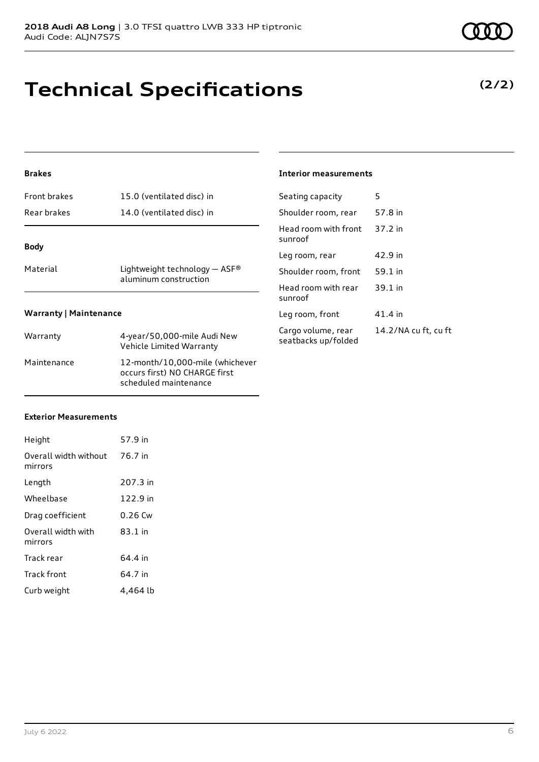# Technical Specifications

**(2/2)**

### Brakes

| | |
|---|---|
| Front brakes | 15.0 (ventilated disc) in |
| Rear brakes | 14.0 (ventilated disc) in |

### Body

| | |
|---|---|
| Material | Lightweight technology — ASF® aluminum construction |

### Warranty | Maintenance

| | |
|---|---|
| Warranty | 4-year/50,000-mile Audi New Vehicle Limited Warranty |
| Maintenance | 12-month/10,000-mile (whichever occurs first) NO CHARGE first scheduled maintenance |

### Exterior Measurements

| | |
|---|---|
| Height | 57.9 in |
| Overall width without mirrors | 76.7 in |
| Length | 207.3 in |
| Wheelbase | 122.9 in |
| Drag coefficient | 0.26 Cw |
| Overall width with mirrors | 83.1 in |
| Track rear | 64.4 in |
| Track front | 64.7 in |
| Curb weight | 4,464 lb |

### Interior measurements

| | |
|---|---|
| Seating capacity | 5 |
| Shoulder room, rear | 57.8 in |
| Head room with front sunroof | 37.2 in |
| Leg room, rear | 42.9 in |
| Shoulder room, front | 59.1 in |
| Head room with rear sunroof | 39.1 in |
| Leg room, front | 41.4 in |
| Cargo volume, rear seatbacks up/folded | 14.2/NA cu ft, cu ft |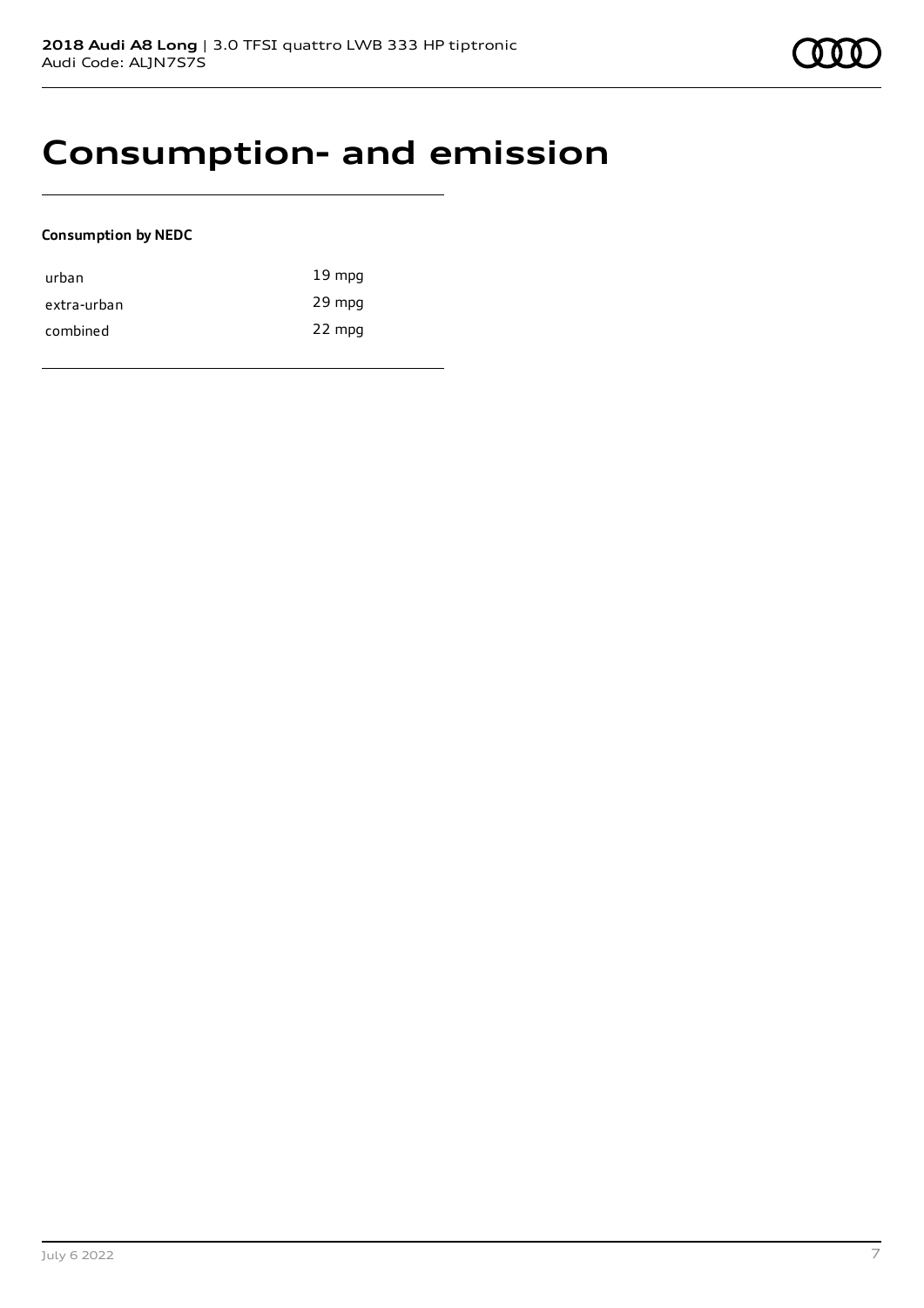# Consumption- and emission

**Consumption by NEDC**

| | |
|---|---|
| urban | 19 mpg |
| extra-urban | 29 mpg |
| combined | 22 mpg |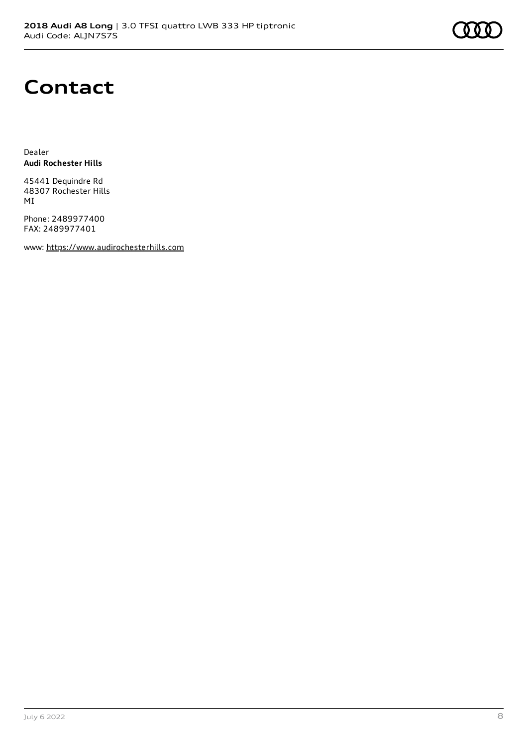# Contact

Dealer
**Audi Rochester Hills**

45441 Dequindre Rd
48307 Rochester Hills
MI

Phone: 2489977400
FAX: 2489977401

www: https://www.audirochesterhills.com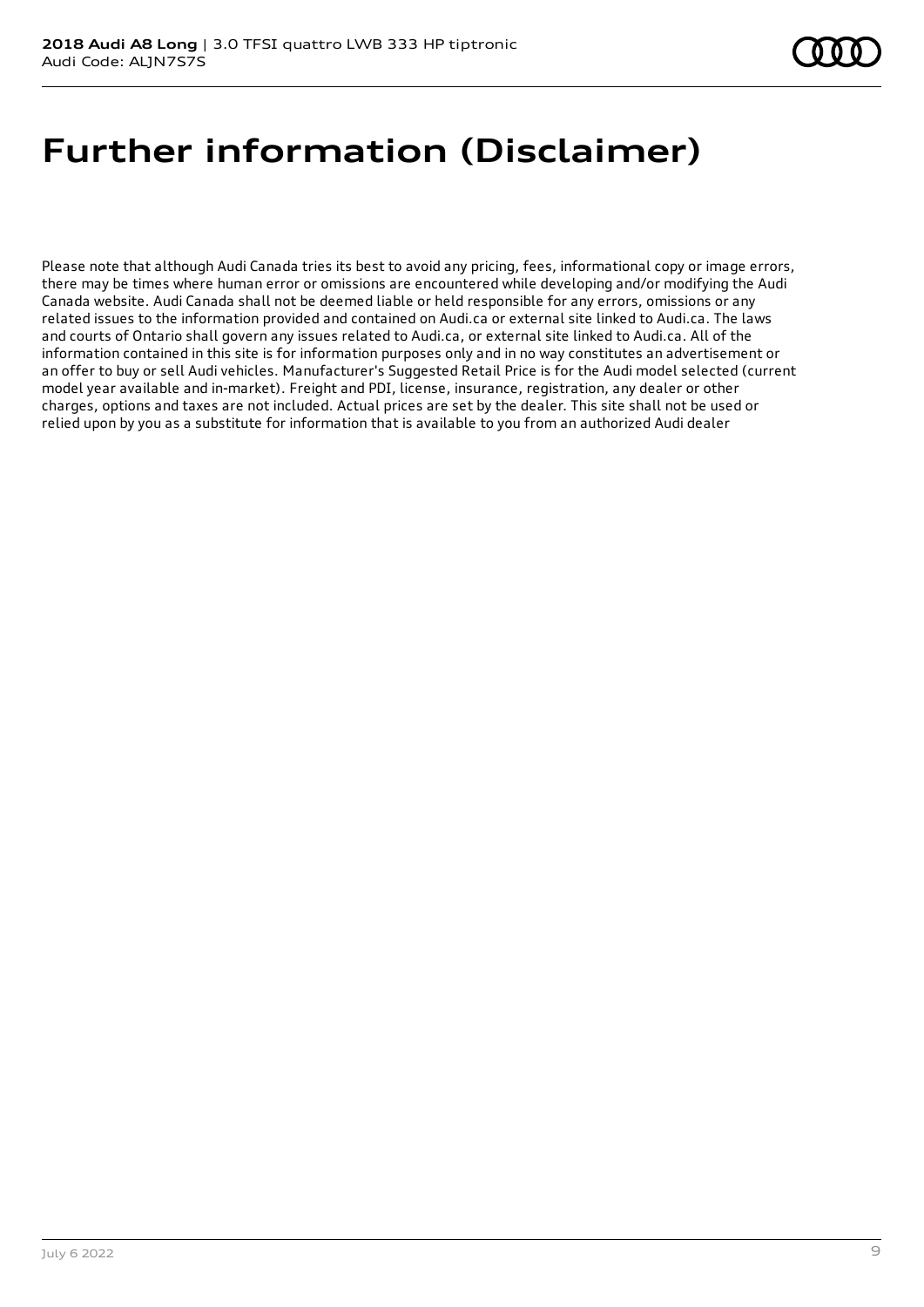# Further information (Disclaimer)

Please note that although Audi Canada tries its best to avoid any pricing, fees, informational copy or image errors, there may be times where human error or omissions are encountered while developing and/or modifying the Audi Canada website. Audi Canada shall not be deemed liable or held responsible for any errors, omissions or any related issues to the information provided and contained on Audi.ca or external site linked to Audi.ca. The laws and courts of Ontario shall govern any issues related to Audi.ca, or external site linked to Audi.ca. All of the information contained in this site is for information purposes only and in no way constitutes an advertisement or an offer to buy or sell Audi vehicles. Manufacturer's Suggested Retail Price is for the Audi model selected (current model year available and in-market). Freight and PDI, license, insurance, registration, any dealer or other charges, options and taxes are not included. Actual prices are set by the dealer. This site shall not be used or relied upon by you as a substitute for information that is available to you from an authorized Audi dealer